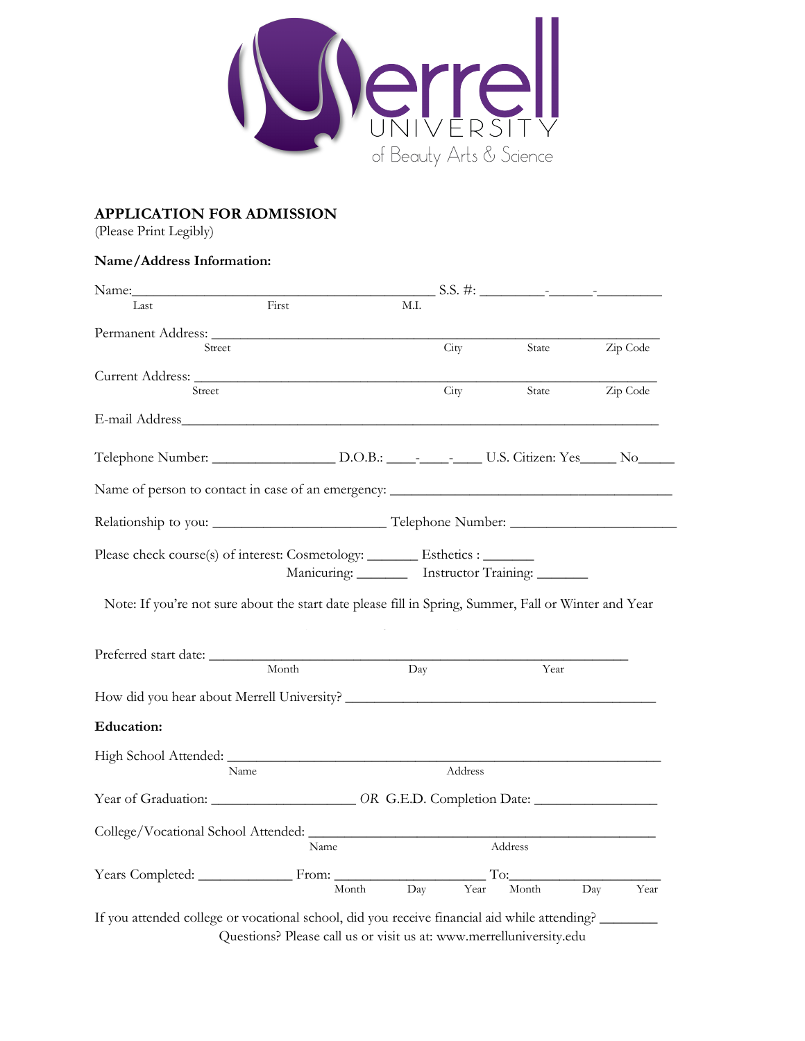Merrell
UNIVERSITY
of Beauty Arts & Science

**APPLICATION FOR ADMISSION**
(Please Print Legibly)

**Name/Address Information:**

Name:__________________________________________ S.S. #: _________-______-_________
Last First M.I.

Permanent Address: ________________________________________________________________
Street City State Zip Code

Current Address: __________________________________________________________________
Street City State Zip Code

E-mail Address_____________________________________________________________________

Telephone Number: ________________ D.O.B.: ____-____-____ U.S. Citizen: Yes_____ No_____

Name of person to contact in case of an emergency: ______________________________________

Relationship to you: _______________________ Telephone Number: ______________________

Please check course(s) of interest: Cosmetology: _______ Esthetics : _______
Manicuring: _______ Instructor Training: _______

Note: If you're not sure about the start date please fill in Spring, Summer, Fall or Winter and Year

Preferred start date: _______________________________________________________
Month Day Year

How did you hear about Merrell University? ___________________________________________

**Education:**

High School Attended: ________________________________________________________________
Name Address

Year of Graduation: ___________________ *OR* G.E.D. Completion Date: ________________

College/Vocational School Attended: ______________________________________________
Name Address

Years Completed: ____________ From: ____________________ To:____________________
Month Day Year Month Day Year

If you attended college or vocational school, did you receive financial aid while attending? ________

Questions? Please call us or visit us at: www.merrelluniversity.edu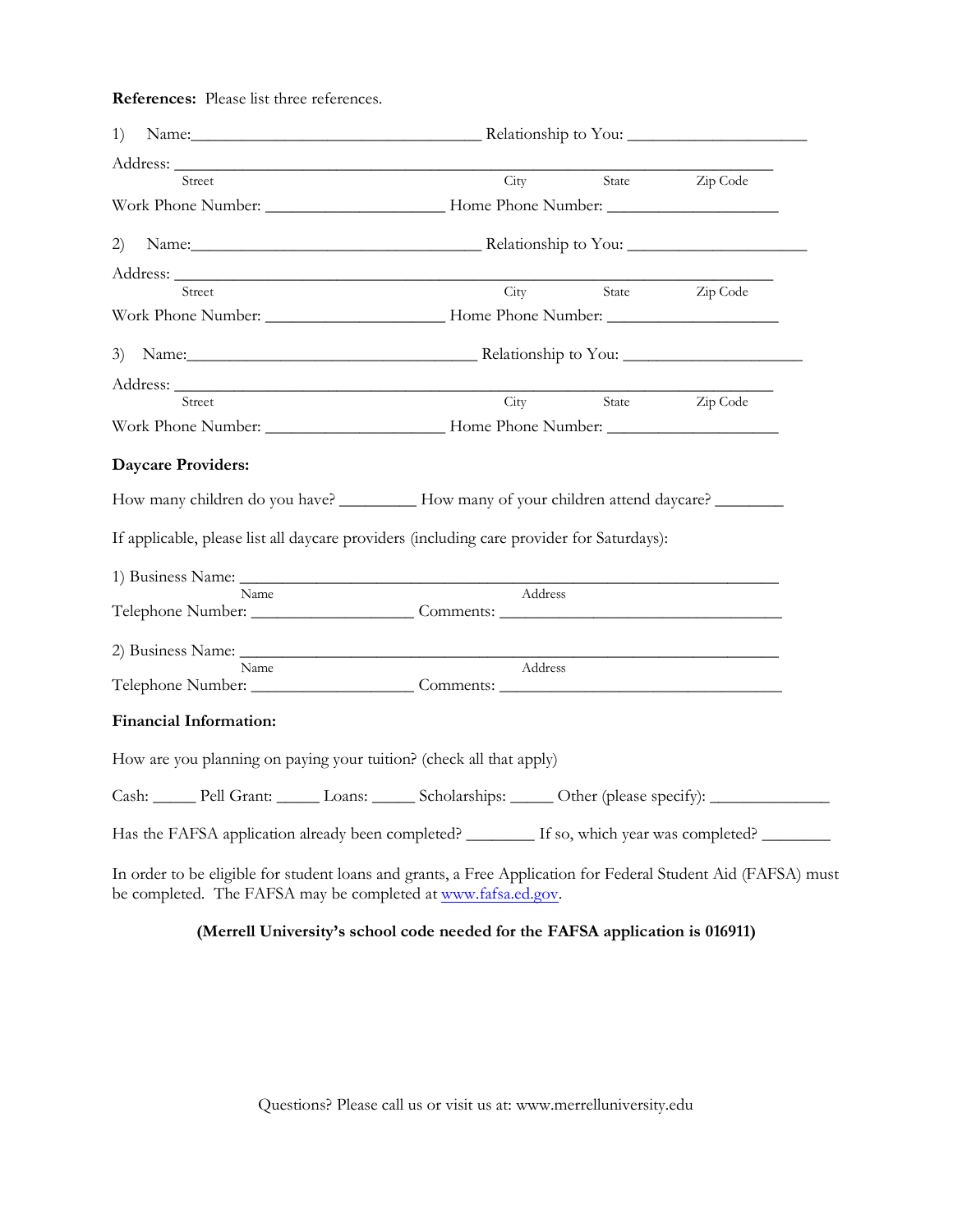**References:** Please list three references.

1) Name:_________________________________ Relationship to You: ____________________

Address: ____________________________________________________________________
Street City State Zip Code

Work Phone Number: ____________________ Home Phone Number: ___________________

2) Name:_________________________________ Relationship to You: ____________________

Address: ____________________________________________________________________
Street City State Zip Code

Work Phone Number: ____________________ Home Phone Number: ___________________

3) Name:_________________________________ Relationship to You: ____________________

Address: ____________________________________________________________________
Street City State Zip Code

Work Phone Number: ____________________ Home Phone Number: ___________________

**Daycare Providers:**

How many children do you have? ________ How many of your children attend daycare? ________

If applicable, please list all daycare providers (including care provider for Saturdays):

1) Business Name: ___________________________________________________________
Name Address
Telephone Number: __________________ Comments: ________________________________

2) Business Name: ___________________________________________________________
Name Address
Telephone Number: __________________ Comments: ________________________________

**Financial Information:**

How are you planning on paying your tuition? (check all that apply)

Cash: _____ Pell Grant: _____ Loans: _____ Scholarships: _____ Other (please specify): _____________

Has the FAFSA application already been completed? ________ If so, which year was completed? ________

In order to be eligible for student loans and grants, a Free Application for Federal Student Aid (FAFSA) must be completed. The FAFSA may be completed at www.fafsa.ed.gov.

**(Merrell University's school code needed for the FAFSA application is 016911)**

Questions? Please call us or visit us at: www.merrelluniversity.edu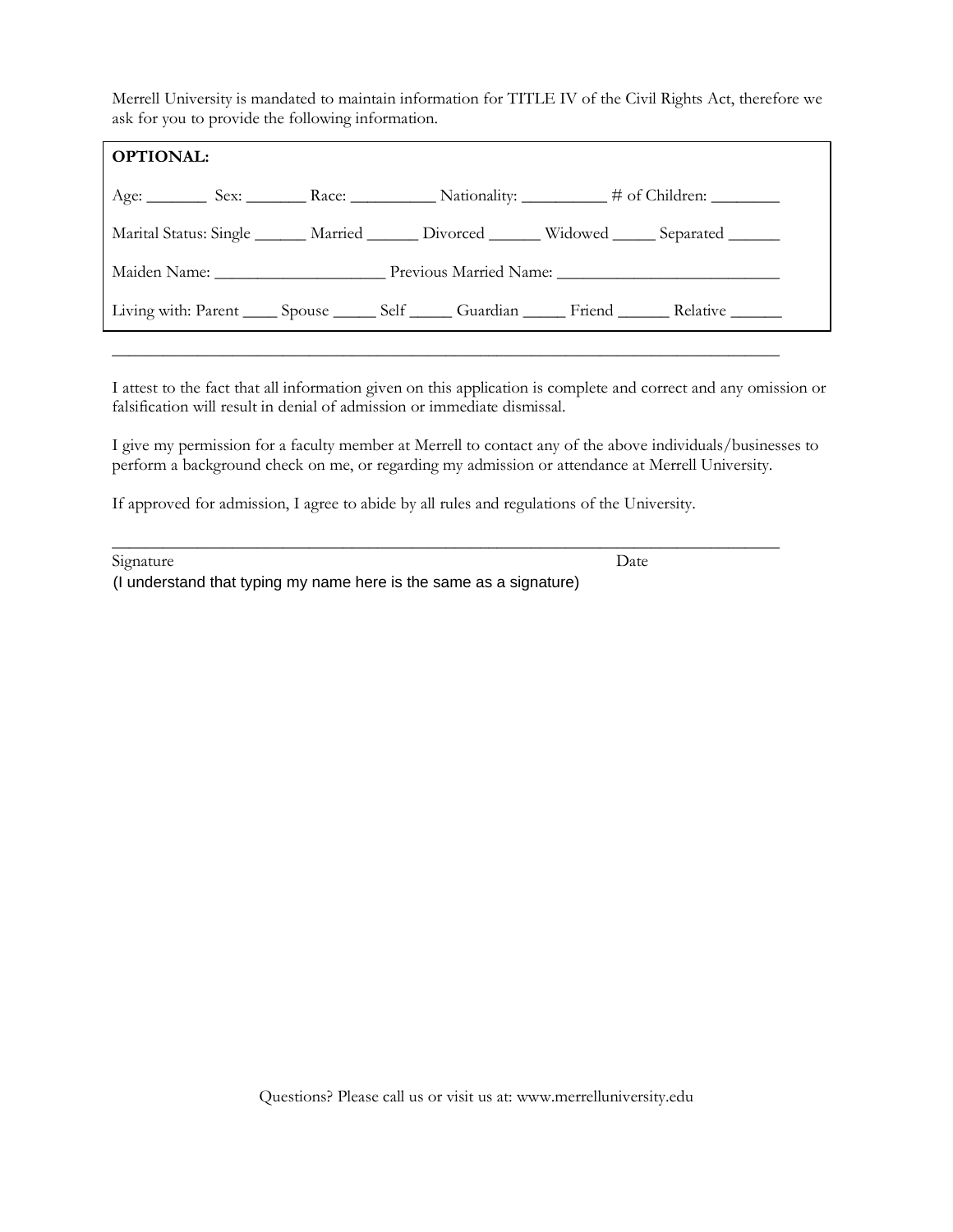Merrell University is mandated to maintain information for TITLE IV of the Civil Rights Act, therefore we ask for you to provide the following information.

**OPTIONAL:**

Age: _______ Sex: _______ Race: __________ Nationality: __________ # of Children: ________

Marital Status: Single ______ Married ______ Divorced ______ Widowed _____ Separated ______

Maiden Name: ____________________ Previous Married Name: __________________________

Living with: Parent ____ Spouse _____ Self _____ Guardian _____ Friend ______ Relative ______

_______________________________________________________________________________

I attest to the fact that all information given on this application is complete and correct and any omission or falsification will result in denial of admission or immediate dismissal.

I give my permission for a faculty member at Merrell to contact any of the above individuals/businesses to perform a background check on me, or regarding my admission or attendance at Merrell University.

If approved for admission, I agree to abide by all rules and regulations of the University.

_______________________________________________________________________________

Signature                                                                                                    Date

(I understand that typing my name here is the same as a signature)

Questions? Please call us or visit us at: www.merrelluniversity.edu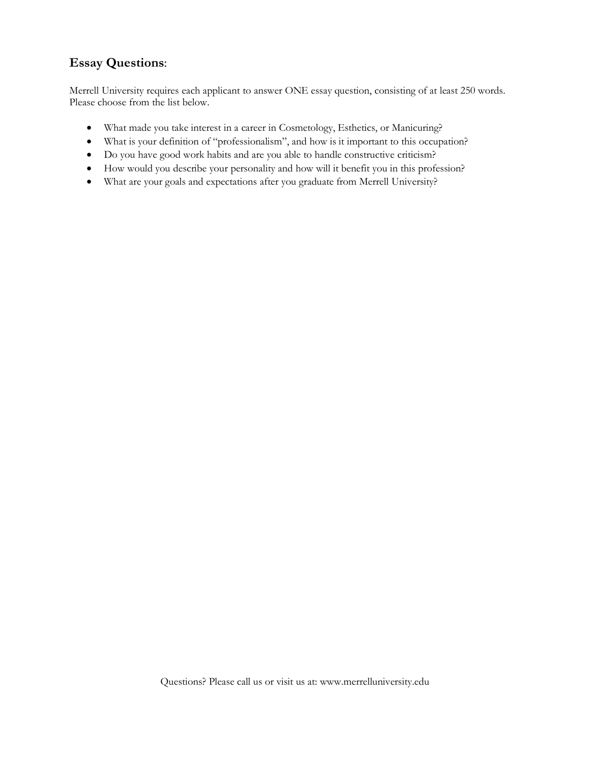## **Essay Questions**:

Merrell University requires each applicant to answer ONE essay question, consisting of at least 250 words. Please choose from the list below.

- What made you take interest in a career in Cosmetology, Esthetics, or Manicuring?
- What is your definition of "professionalism", and how is it important to this occupation?
- Do you have good work habits and are you able to handle constructive criticism?
- How would you describe your personality and how will it benefit you in this profession?
- What are your goals and expectations after you graduate from Merrell University?

Questions? Please call us or visit us at: www.merrelluniversity.edu